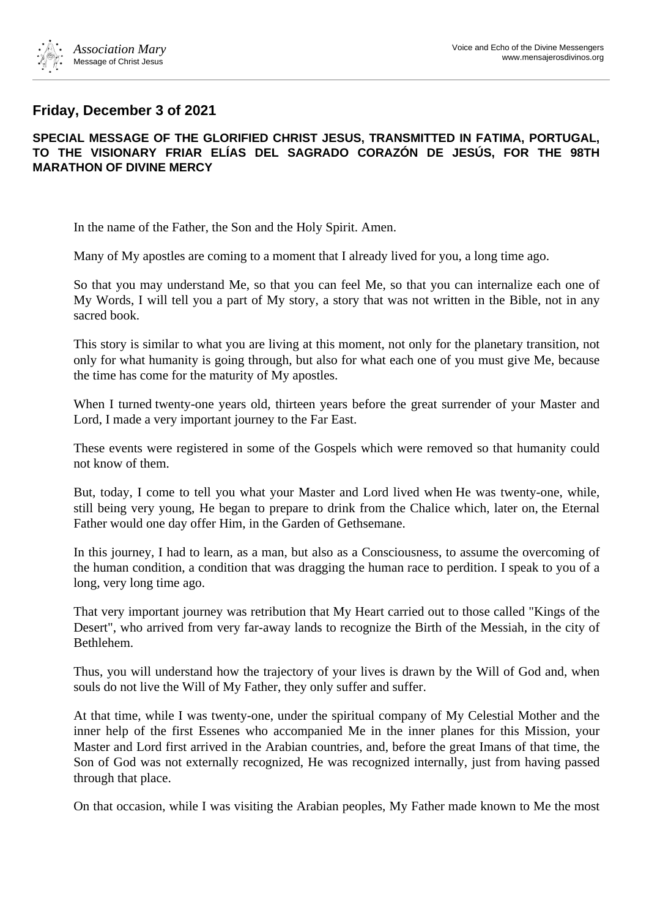## Friday, December 3 of 2021

**SPECIAL MESSAGE OF THE GLORIFIED CHRIST JESUS, TRANSMITTED IN FATIMA, PORTUGAL, TO THE VISIONARY FRIAR ELÍAS DEL SAGRADO CORAZÓN DE JESÚS, FOR THE 98TH MARATHON OF DIVINE MERCY**

In the name of the Father, the Son and the Holy Spirit. Amen.

Many of My apostles are coming to a moment that I already lived for you, a long time ago.

So that you may understand Me, so that you can feel Me, so that you can internalize each one of My Words, I will tell you a part of My story, a story that was not written in the Bible, not in any sacred book.

This story is similar to what you are living at this moment, not only for the planetary transition, not only for what humanity is going through, but also for what each one of you must give Me, because the time has come for the maturity of My apostles.

When I turned twenty-one years old, thirteen years before the great surrender of your Master and Lord, I made a very important journey to the Far East.

These events were registered in some of the Gospels which were removed so that humanity could not know of them.

But, today, I come to tell you what your Master and Lord lived when He was twenty-one, while, still being very young, He began to prepare to drink from the Chalice which, later on, the Eternal Father would one day offer Him, in the Garden of Gethsemane.

In this journey, I had to learn, as a man, but also as a Consciousness, to assume the overcoming of the human condition, a condition that was dragging the human race to perdition. I speak to you of a long, very long time ago.

That very important journey was retribution that My Heart carried out to those called "Kings of the Desert", who arrived from very far-away lands to recognize the Birth of the Messiah, in the city of Bethlehem.

Thus, you will understand how the trajectory of your lives is drawn by the Will of God and, when souls do not live the Will of My Father, they only suffer and suffer.

At that time, while I was twenty-one, under the spiritual company of My Celestial Mother and the inner help of the first Essenes who accompanied Me in the inner planes for this Mission, your Master and Lord first arrived in the Arabian countries, and, before the great Imans of that time, the Son of God was not externally recognized, He was recognized internally, just from having passed through that place.

On that occasion, while I was visiting the Arabian peoples, My Father made known to Me the most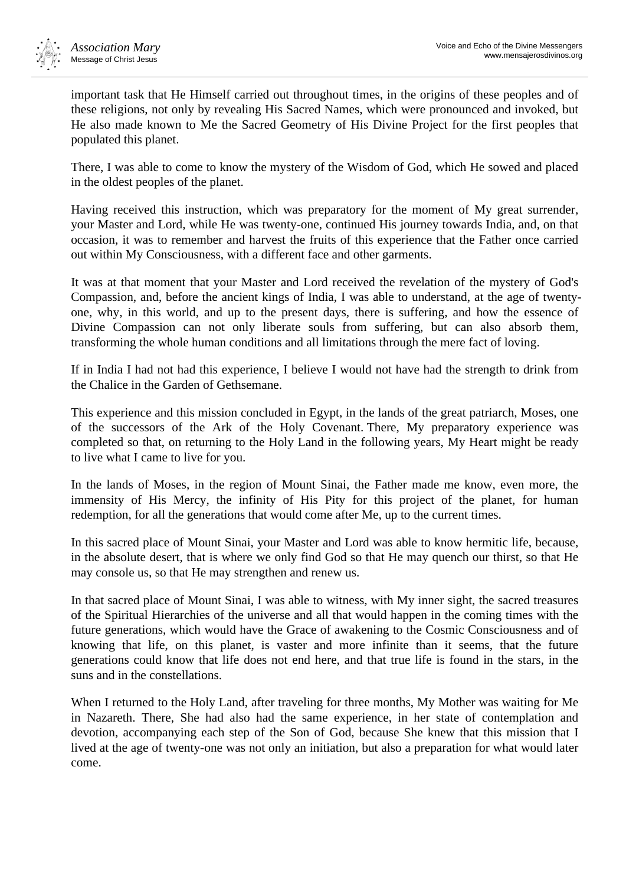important task that He Himself carried out throughout times, in the origins of these peoples and of these religions, not only by revealing His Sacred Names, which were pronounced and invoked, but He also made known to Me the Sacred Geometry of His Divine Project for the first peoples that populated this planet.

There, I was able to come to know the mystery of the Wisdom of God, which He sowed and placed in the oldest peoples of the planet.

Having received this instruction, which was preparatory for the moment of My great surrender, your Master and Lord, while He was twenty-one, continued His journey towards India, and, on that occasion, it was to remember and harvest the fruits of this experience that the Father once carried out within My Consciousness, with a different face and other garments.

It was at that moment that your Master and Lord received the revelation of the mystery of God's Compassion, and, before the ancient kings of India, I was able to understand, at the age of twenty-one, why, in this world, and up to the present days, there is suffering, and how the essence of Divine Compassion can not only liberate souls from suffering, but can also absorb them, transforming the whole human conditions and all limitations through the mere fact of loving.

If in India I had not had this experience, I believe I would not have had the strength to drink from the Chalice in the Garden of Gethsemane.

This experience and this mission concluded in Egypt, in the lands of the great patriarch, Moses, one of the successors of the Ark of the Holy Covenant. There, My preparatory experience was completed so that, on returning to the Holy Land in the following years, My Heart might be ready to live what I came to live for you.

In the lands of Moses, in the region of Mount Sinai, the Father made me know, even more, the immensity of His Mercy, the infinity of His Pity for this project of the planet, for human redemption, for all the generations that would come after Me, up to the current times.

In this sacred place of Mount Sinai, your Master and Lord was able to know hermitic life, because, in the absolute desert, that is where we only find God so that He may quench our thirst, so that He may console us, so that He may strengthen and renew us.

In that sacred place of Mount Sinai, I was able to witness, with My inner sight, the sacred treasures of the Spiritual Hierarchies of the universe and all that would happen in the coming times with the future generations, which would have the Grace of awakening to the Cosmic Consciousness and of knowing that life, on this planet, is vaster and more infinite than it seems, that the future generations could know that life does not end here, and that true life is found in the stars, in the suns and in the constellations.

When I returned to the Holy Land, after traveling for three months, My Mother was waiting for Me in Nazareth. There, She had also had the same experience, in her state of contemplation and devotion, accompanying each step of the Son of God, because She knew that this mission that I lived at the age of twenty-one was not only an initiation, but also a preparation for what would later come.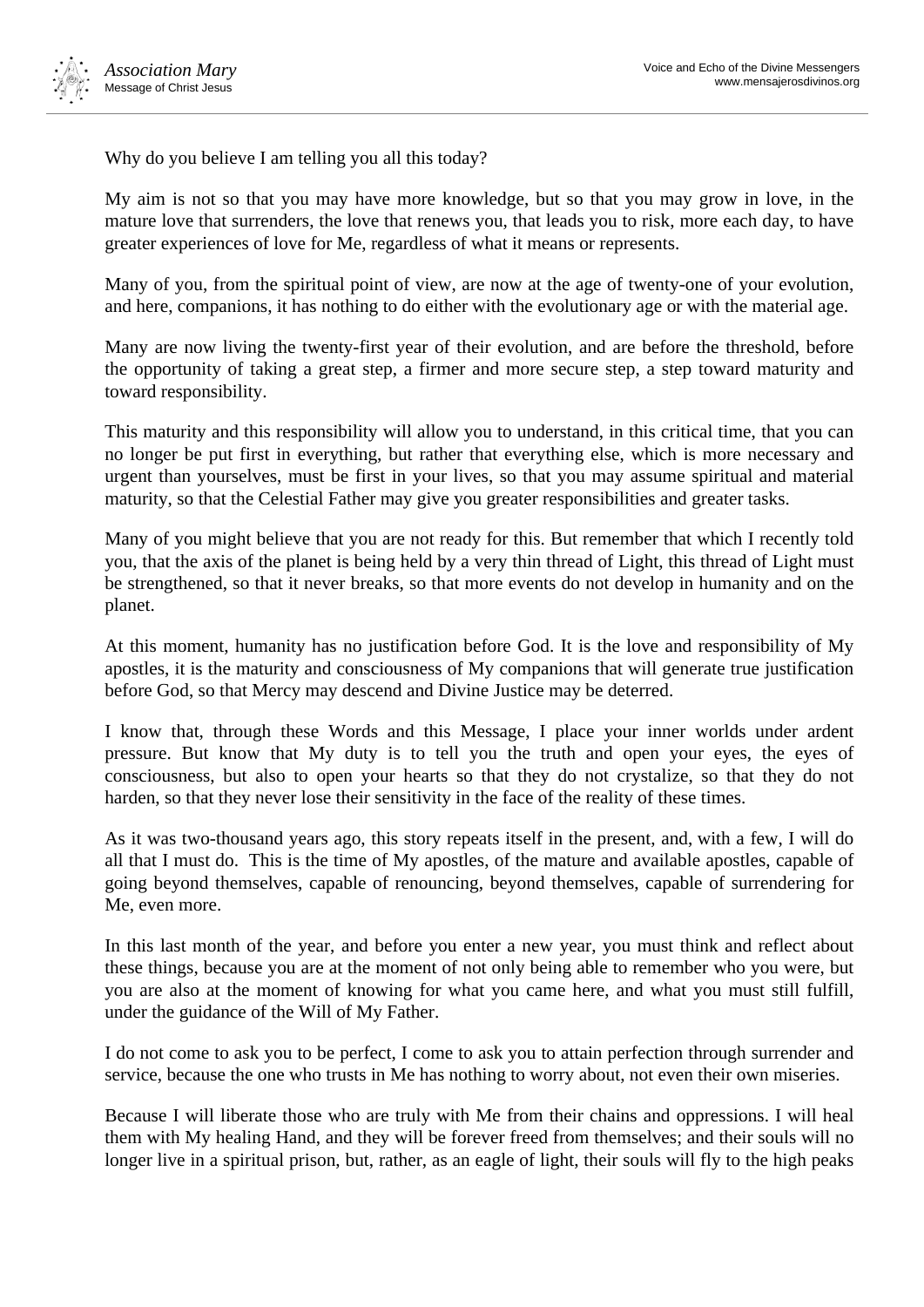Why do you believe I am telling you all this today?

My aim is not so that you may have more knowledge, but so that you may grow in love, in the mature love that surrenders, the love that renews you, that leads you to risk, more each day, to have greater experiences of love for Me, regardless of what it means or represents.

Many of you, from the spiritual point of view, are now at the age of twenty-one of your evolution, and here, companions, it has nothing to do either with the evolutionary age or with the material age.

Many are now living the twenty-first year of their evolution, and are before the threshold, before the opportunity of taking a great step, a firmer and more secure step, a step toward maturity and toward responsibility.

This maturity and this responsibility will allow you to understand, in this critical time, that you can no longer be put first in everything, but rather that everything else, which is more necessary and urgent than yourselves, must be first in your lives, so that you may assume spiritual and material maturity, so that the Celestial Father may give you greater responsibilities and greater tasks.

Many of you might believe that you are not ready for this. But remember that which I recently told you, that the axis of the planet is being held by a very thin thread of Light, this thread of Light must be strengthened, so that it never breaks, so that more events do not develop in humanity and on the planet.

At this moment, humanity has no justification before God. It is the love and responsibility of My apostles, it is the maturity and consciousness of My companions that will generate true justification before God, so that Mercy may descend and Divine Justice may be deterred.

I know that, through these Words and this Message, I place your inner worlds under ardent pressure. But know that My duty is to tell you the truth and open your eyes, the eyes of consciousness, but also to open your hearts so that they do not crystalize, so that they do not harden, so that they never lose their sensitivity in the face of the reality of these times.

As it was two-thousand years ago, this story repeats itself in the present, and, with a few, I will do all that I must do. This is the time of My apostles, of the mature and available apostles, capable of going beyond themselves, capable of renouncing, beyond themselves, capable of surrendering for Me, even more.

In this last month of the year, and before you enter a new year, you must think and reflect about these things, because you are at the moment of not only being able to remember who you were, but you are also at the moment of knowing for what you came here, and what you must still fulfill, under the guidance of the Will of My Father.

I do not come to ask you to be perfect, I come to ask you to attain perfection through surrender and service, because the one who trusts in Me has nothing to worry about, not even their own miseries.

Because I will liberate those who are truly with Me from their chains and oppressions. I will heal them with My healing Hand, and they will be forever freed from themselves; and their souls will no longer live in a spiritual prison, but, rather, as an eagle of light, their souls will fly to the high peaks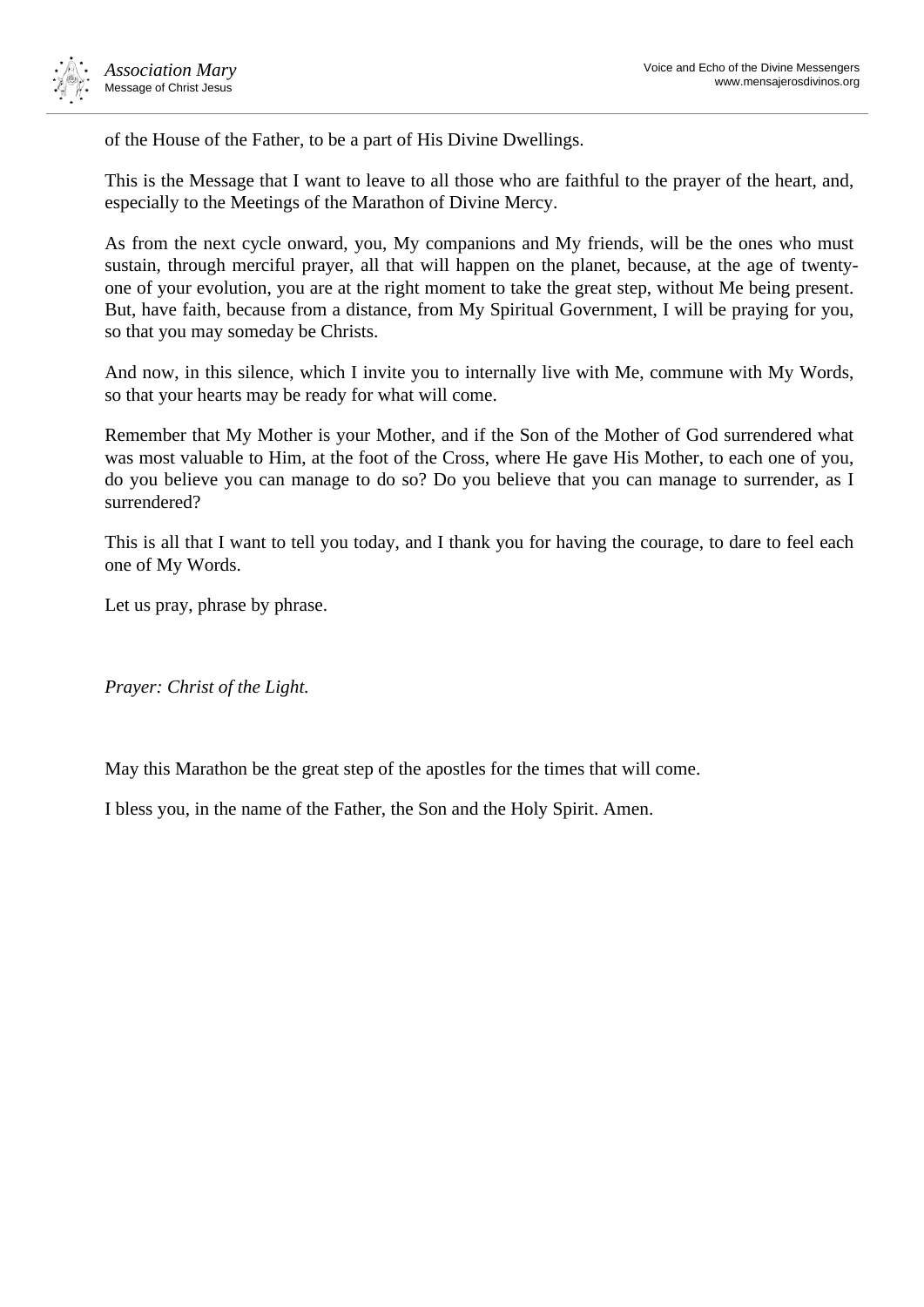of the House of the Father, to be a part of His Divine Dwellings.

This is the Message that I want to leave to all those who are faithful to the prayer of the heart, and, especially to the Meetings of the Marathon of Divine Mercy.

As from the next cycle onward, you, My companions and My friends, will be the ones who must sustain, through merciful prayer, all that will happen on the planet, because, at the age of twenty-one of your evolution, you are at the right moment to take the great step, without Me being present. But, have faith, because from a distance, from My Spiritual Government, I will be praying for you, so that you may someday be Christs.

And now, in this silence, which I invite you to internally live with Me, commune with My Words, so that your hearts may be ready for what will come.

Remember that My Mother is your Mother, and if the Son of the Mother of God surrendered what was most valuable to Him, at the foot of the Cross, where He gave His Mother, to each one of you, do you believe you can manage to do so? Do you believe that you can manage to surrender, as I surrendered?

This is all that I want to tell you today, and I thank you for having the courage, to dare to feel each one of My Words.

Let us pray, phrase by phrase.

*Prayer: Christ of the Light.*

May this Marathon be the great step of the apostles for the times that will come.

I bless you, in the name of the Father, the Son and the Holy Spirit. Amen.